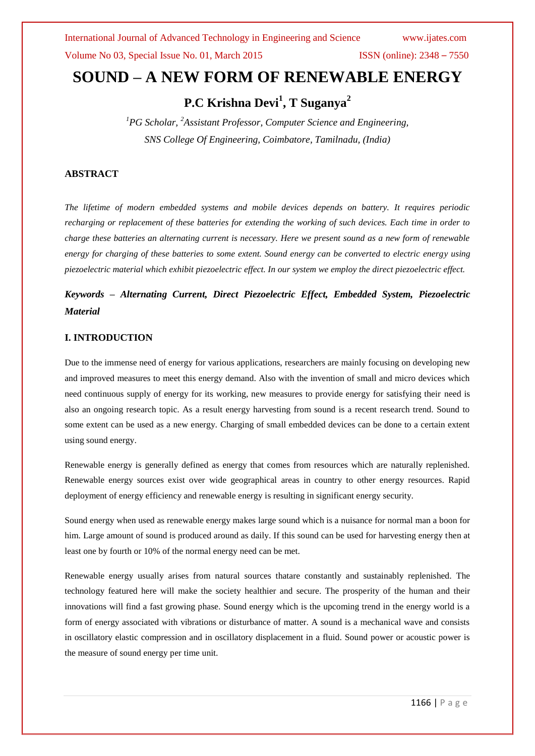# SOUND – A NEW FORM OF RENEWABLE ENERGY

**P.C Krishna Devi[1], T Suganya[2]**

*[1]PG Scholar, [2]Assistant Professor, Computer Science and Engineering, SNS College Of Engineering, Coimbatore, Tamilnadu, (India)*

## ABSTRACT

*The lifetime of modern embedded systems and mobile devices depends on battery. It requires periodic recharging or replacement of these batteries for extending the working of such devices. Each time in order to charge these batteries an alternating current is necessary. Here we present sound as a new form of renewable energy for charging of these batteries to some extent. Sound energy can be converted to electric energy using piezoelectric material which exhibit piezoelectric effect. In our system we employ the direct piezoelectric effect.*

***Keywords – Alternating Current, Direct Piezoelectric Effect, Embedded System, Piezoelectric Material***

## I. INTRODUCTION

Due to the immense need of energy for various applications, researchers are mainly focusing on developing new and improved measures to meet this energy demand. Also with the invention of small and micro devices which need continuous supply of energy for its working, new measures to provide energy for satisfying their need is also an ongoing research topic. As a result energy harvesting from sound is a recent research trend. Sound to some extent can be used as a new energy. Charging of small embedded devices can be done to a certain extent using sound energy.

Renewable energy is generally defined as energy that comes from resources which are naturally replenished. Renewable energy sources exist over wide geographical areas in country to other energy resources. Rapid deployment of energy efficiency and renewable energy is resulting in significant energy security.

Sound energy when used as renewable energy makes large sound which is a nuisance for normal man a boon for him. Large amount of sound is produced around as daily. If this sound can be used for harvesting energy then at least one by fourth or 10% of the normal energy need can be met.

Renewable energy usually arises from natural sources thatare constantly and sustainably replenished. The technology featured here will make the society healthier and secure. The prosperity of the human and their innovations will find a fast growing phase. Sound energy which is the upcoming trend in the energy world is a form of energy associated with vibrations or disturbance of matter. A sound is a mechanical wave and consists in oscillatory elastic compression and in oscillatory displacement in a fluid. Sound power or acoustic power is the measure of sound energy per time unit.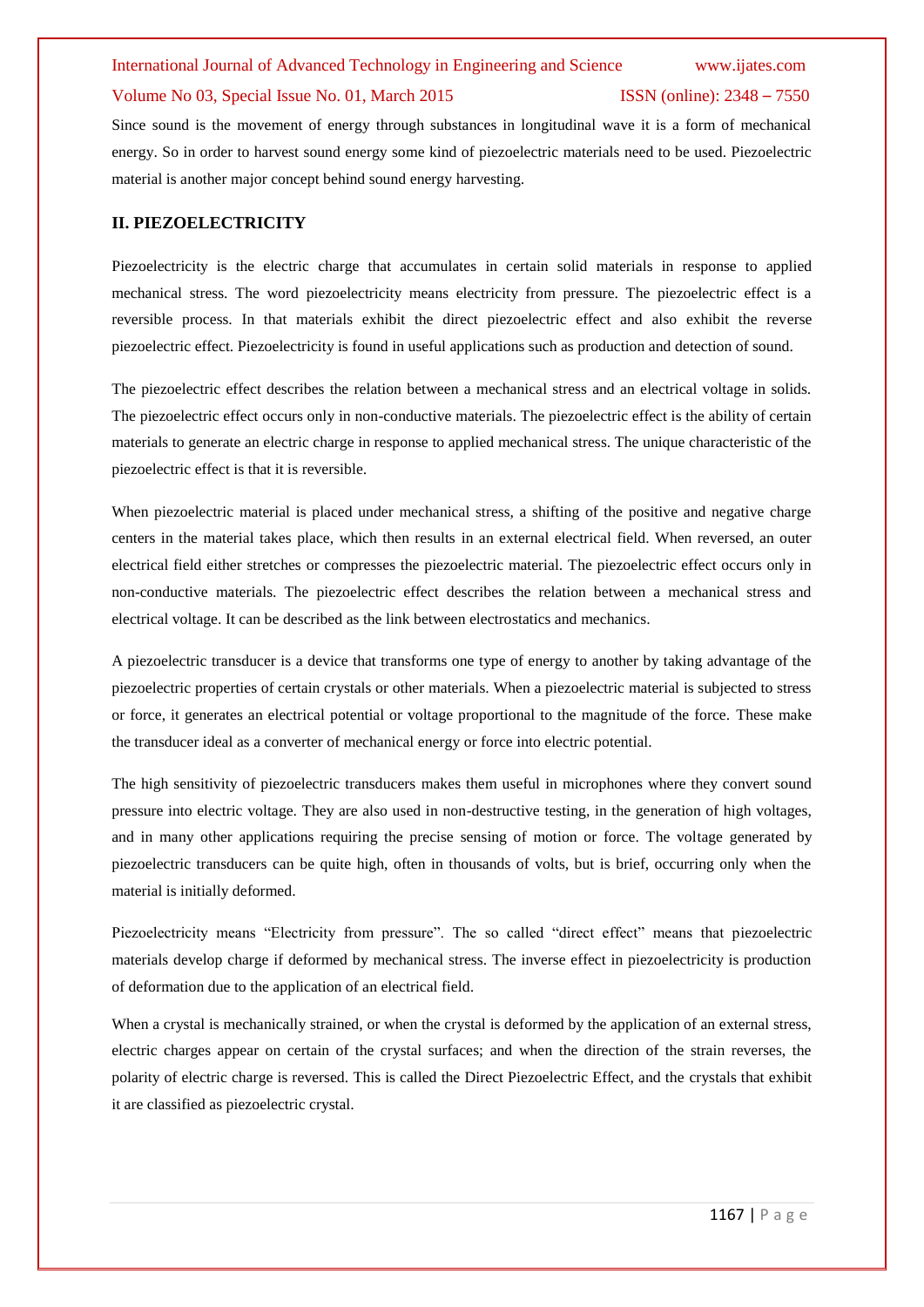Since sound is the movement of energy through substances in longitudinal wave it is a form of mechanical energy. So in order to harvest sound energy some kind of piezoelectric materials need to be used. Piezoelectric material is another major concept behind sound energy harvesting.

## II. PIEZOELECTRICITY

Piezoelectricity is the electric charge that accumulates in certain solid materials in response to applied mechanical stress. The word piezoelectricity means electricity from pressure. The piezoelectric effect is a reversible process. In that materials exhibit the direct piezoelectric effect and also exhibit the reverse piezoelectric effect. Piezoelectricity is found in useful applications such as production and detection of sound.

The piezoelectric effect describes the relation between a mechanical stress and an electrical voltage in solids. The piezoelectric effect occurs only in non-conductive materials. The piezoelectric effect is the ability of certain materials to generate an electric charge in response to applied mechanical stress. The unique characteristic of the piezoelectric effect is that it is reversible.

When piezoelectric material is placed under mechanical stress, a shifting of the positive and negative charge centers in the material takes place, which then results in an external electrical field. When reversed, an outer electrical field either stretches or compresses the piezoelectric material. The piezoelectric effect occurs only in non-conductive materials. The piezoelectric effect describes the relation between a mechanical stress and electrical voltage. It can be described as the link between electrostatics and mechanics.

A piezoelectric transducer is a device that transforms one type of energy to another by taking advantage of the piezoelectric properties of certain crystals or other materials. When a piezoelectric material is subjected to stress or force, it generates an electrical potential or voltage proportional to the magnitude of the force. These make the transducer ideal as a converter of mechanical energy or force into electric potential.

The high sensitivity of piezoelectric transducers makes them useful in microphones where they convert sound pressure into electric voltage. They are also used in non-destructive testing, in the generation of high voltages, and in many other applications requiring the precise sensing of motion or force. The voltage generated by piezoelectric transducers can be quite high, often in thousands of volts, but is brief, occurring only when the material is initially deformed.

Piezoelectricity means "Electricity from pressure". The so called "direct effect" means that piezoelectric materials develop charge if deformed by mechanical stress. The inverse effect in piezoelectricity is production of deformation due to the application of an electrical field.

When a crystal is mechanically strained, or when the crystal is deformed by the application of an external stress, electric charges appear on certain of the crystal surfaces; and when the direction of the strain reverses, the polarity of electric charge is reversed. This is called the Direct Piezoelectric Effect, and the crystals that exhibit it are classified as piezoelectric crystal.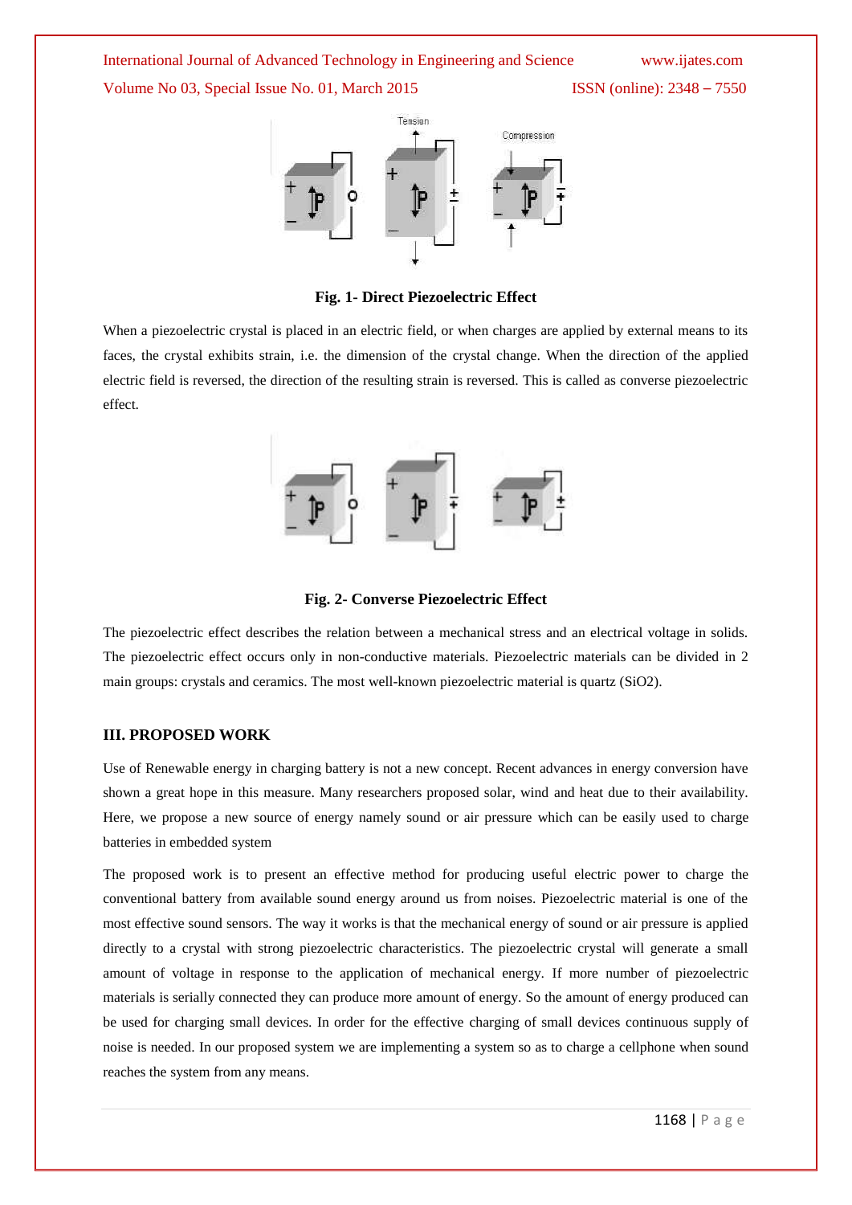**Fig. 1- Direct Piezoelectric Effect**

When a piezoelectric crystal is placed in an electric field, or when charges are applied by external means to its faces, the crystal exhibits strain, i.e. the dimension of the crystal change. When the direction of the applied electric field is reversed, the direction of the resulting strain is reversed. This is called as converse piezoelectric effect.

**Fig. 2- Converse Piezoelectric Effect**

The piezoelectric effect describes the relation between a mechanical stress and an electrical voltage in solids. The piezoelectric effect occurs only in non-conductive materials. Piezoelectric materials can be divided in 2 main groups: crystals and ceramics. The most well-known piezoelectric material is quartz ($SiO_2$).

## III. PROPOSED WORK

Use of Renewable energy in charging battery is not a new concept. Recent advances in energy conversion have shown a great hope in this measure. Many researchers proposed solar, wind and heat due to their availability. Here, we propose a new source of energy namely sound or air pressure which can be easily used to charge batteries in embedded system

The proposed work is to present an effective method for producing useful electric power to charge the conventional battery from available sound energy around us from noises. Piezoelectric material is one of the most effective sound sensors. The way it works is that the mechanical energy of sound or air pressure is applied directly to a crystal with strong piezoelectric characteristics. The piezoelectric crystal will generate a small amount of voltage in response to the application of mechanical energy. If more number of piezoelectric materials is serially connected they can produce more amount of energy. So the amount of energy produced can be used for charging small devices. In order for the effective charging of small devices continuous supply of noise is needed. In our proposed system we are implementing a system so as to charge a cellphone when sound reaches the system from any means.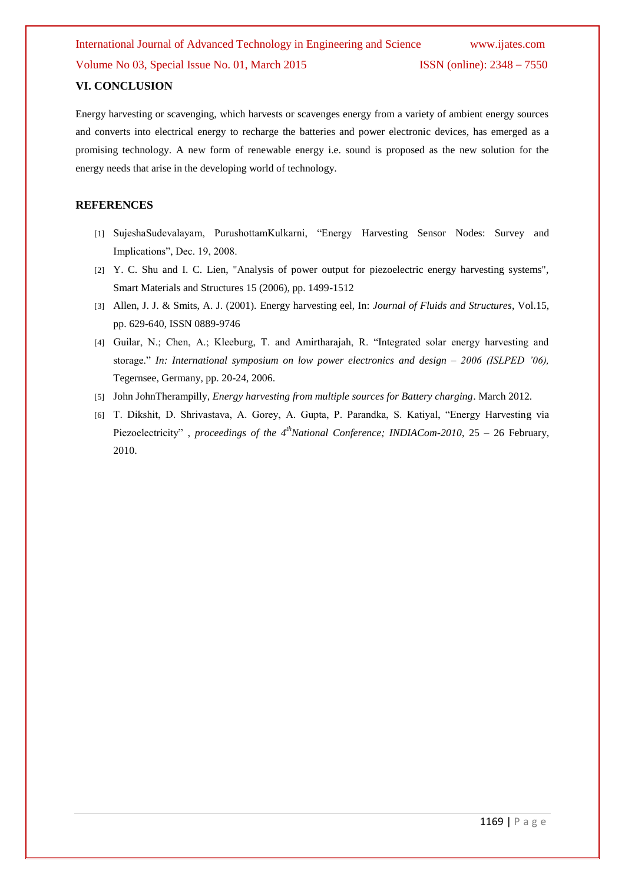## VI. CONCLUSION

Energy harvesting or scavenging, which harvests or scavenges energy from a variety of ambient energy sources and converts into electrical energy to recharge the batteries and power electronic devices, has emerged as a promising technology. A new form of renewable energy i.e. sound is proposed as the new solution for the energy needs that arise in the developing world of technology.

## REFERENCES

[1] SujeshaSudevalayam, PurushottamKulkarni, "Energy Harvesting Sensor Nodes: Survey and Implications", Dec. 19, 2008.

[2] Y. C. Shu and I. C. Lien, "Analysis of power output for piezoelectric energy harvesting systems", Smart Materials and Structures 15 (2006), pp. 1499-1512

[3] Allen, J. J. & Smits, A. J. (2001). Energy harvesting eel, In: *Journal of Fluids and Structures*, Vol.15, pp. 629-640, ISSN 0889-9746

[4] Guilar, N.; Chen, A.; Kleeburg, T. and Amirtharajah, R. "Integrated solar energy harvesting and storage." *In: International symposium on low power electronics and design – 2006 (ISLPED '06),* Tegernsee, Germany, pp. 20-24, 2006.

[5] John JohnTherampilly, *Energy harvesting from multiple sources for Battery charging*. March 2012.

[6] T. Dikshit, D. Shrivastava, A. Gorey, A. Gupta, P. Parandka, S. Katiyal, "Energy Harvesting via Piezoelectricity" , *proceedings of the 4th National Conference; INDIACom-2010*, 25 – 26 February, 2010.